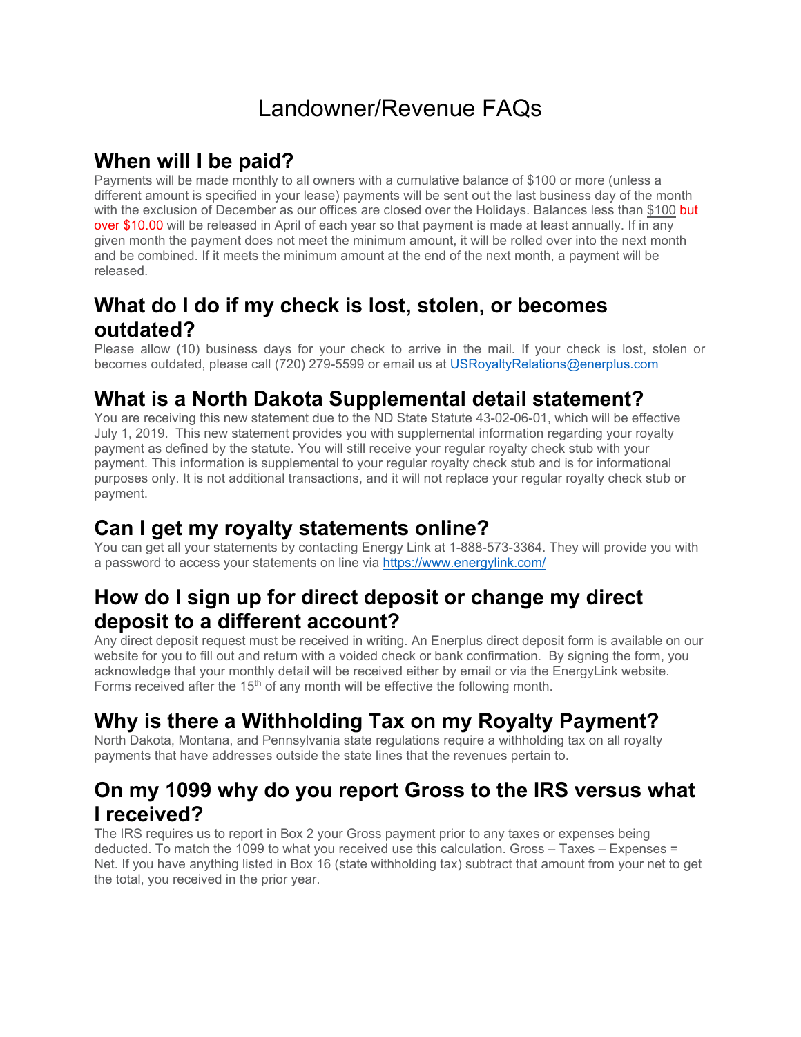# Landowner/Revenue FAQs

## When will I be paid?

Payments will be made monthly to all owners with a cumulative balance of $100 or more (unless a different amount is specified in your lease) payments will be sent out the last business day of the month with the exclusion of December as our offices are closed over the Holidays. Balances less than $100 but over $10.00 will be released in April of each year so that payment is made at least annually. If in any given month the payment does not meet the minimum amount, it will be rolled over into the next month and be combined. If it meets the minimum amount at the end of the next month, a payment will be released.

## What do I do if my check is lost, stolen, or becomes outdated?

Please allow (10) business days for your check to arrive in the mail. If your check is lost, stolen or becomes outdated, please call (720) 279-5599 or email us at USRoyaltyRelations@enerplus.com

## What is a North Dakota Supplemental detail statement?

You are receiving this new statement due to the ND State Statute 43-02-06-01, which will be effective July 1, 2019. This new statement provides you with supplemental information regarding your royalty payment as defined by the statute. You will still receive your regular royalty check stub with your payment. This information is supplemental to your regular royalty check stub and is for informational purposes only. It is not additional transactions, and it will not replace your regular royalty check stub or payment.

## Can I get my royalty statements online?

You can get all your statements by contacting Energy Link at 1-888-573-3364. They will provide you with a password to access your statements on line via https://www.energylink.com/

## How do I sign up for direct deposit or change my direct deposit to a different account?

Any direct deposit request must be received in writing. An Enerplus direct deposit form is available on our website for you to fill out and return with a voided check or bank confirmation. By signing the form, you acknowledge that your monthly detail will be received either by email or via the EnergyLink website. Forms received after the 15th of any month will be effective the following month.

## Why is there a Withholding Tax on my Royalty Payment?

North Dakota, Montana, and Pennsylvania state regulations require a withholding tax on all royalty payments that have addresses outside the state lines that the revenues pertain to.

## On my 1099 why do you report Gross to the IRS versus what I received?

The IRS requires us to report in Box 2 your Gross payment prior to any taxes or expenses being deducted. To match the 1099 to what you received use this calculation. Gross – Taxes – Expenses = Net. If you have anything listed in Box 16 (state withholding tax) subtract that amount from your net to get the total, you received in the prior year.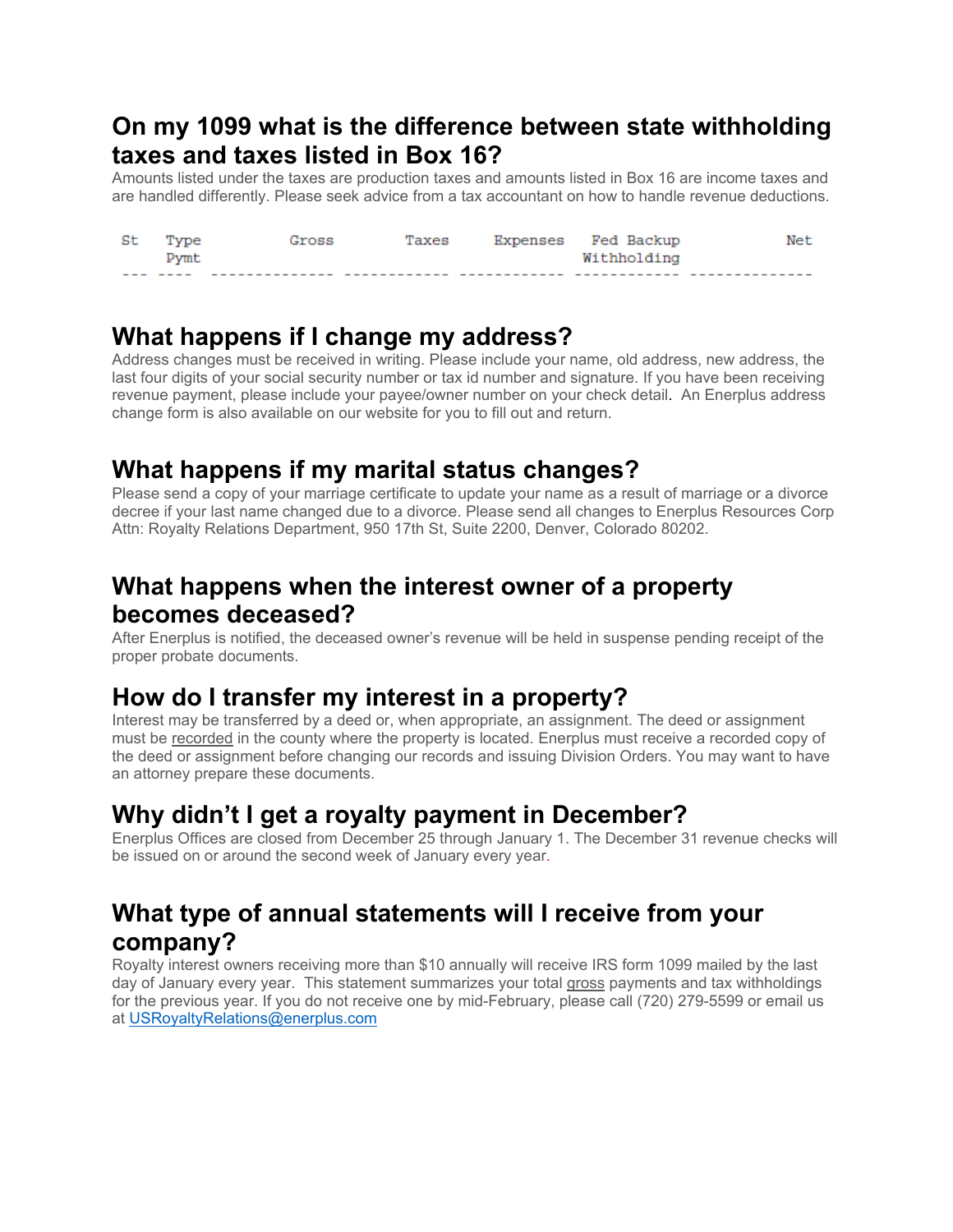## On my 1099 what is the difference between state withholding taxes and taxes listed in Box 16?

Amounts listed under the taxes are production taxes and amounts listed in Box 16 are income taxes and are handled differently. Please seek advice from a tax accountant on how to handle revenue deductions.

| St | Type Pymt | Gross | Taxes | Expenses | Fed Backup Withholding | Net |
|---|---|---|---|---|---|---|

## What happens if I change my address?

Address changes must be received in writing. Please include your name, old address, new address, the last four digits of your social security number or tax id number and signature. If you have been receiving revenue payment, please include your payee/owner number on your check detail. An Enerplus address change form is also available on our website for you to fill out and return.

## What happens if my marital status changes?

Please send a copy of your marriage certificate to update your name as a result of marriage or a divorce decree if your last name changed due to a divorce. Please send all changes to Enerplus Resources Corp Attn: Royalty Relations Department, 950 17th St, Suite 2200, Denver, Colorado 80202.

## What happens when the interest owner of a property becomes deceased?

After Enerplus is notified, the deceased owner's revenue will be held in suspense pending receipt of the proper probate documents.

## How do I transfer my interest in a property?

Interest may be transferred by a deed or, when appropriate, an assignment. The deed or assignment must be recorded in the county where the property is located. Enerplus must receive a recorded copy of the deed or assignment before changing our records and issuing Division Orders. You may want to have an attorney prepare these documents.

## Why didn't I get a royalty payment in December?

Enerplus Offices are closed from December 25 through January 1. The December 31 revenue checks will be issued on or around the second week of January every year.

## What type of annual statements will I receive from your company?

Royalty interest owners receiving more than $10 annually will receive IRS form 1099 mailed by the last day of January every year. This statement summarizes your total gross payments and tax withholdings for the previous year. If you do not receive one by mid-February, please call (720) 279-5599 or email us at USRoyaltyRelations@enerplus.com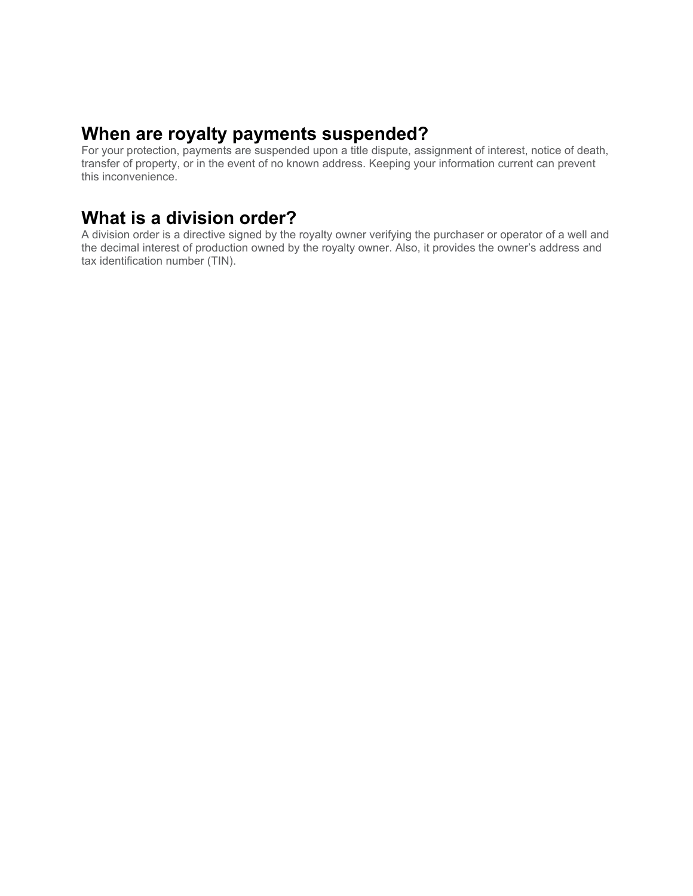## When are royalty payments suspended?

For your protection, payments are suspended upon a title dispute, assignment of interest, notice of death, transfer of property, or in the event of no known address. Keeping your information current can prevent this inconvenience.

## What is a division order?

A division order is a directive signed by the royalty owner verifying the purchaser or operator of a well and the decimal interest of production owned by the royalty owner. Also, it provides the owner's address and tax identification number (TIN).